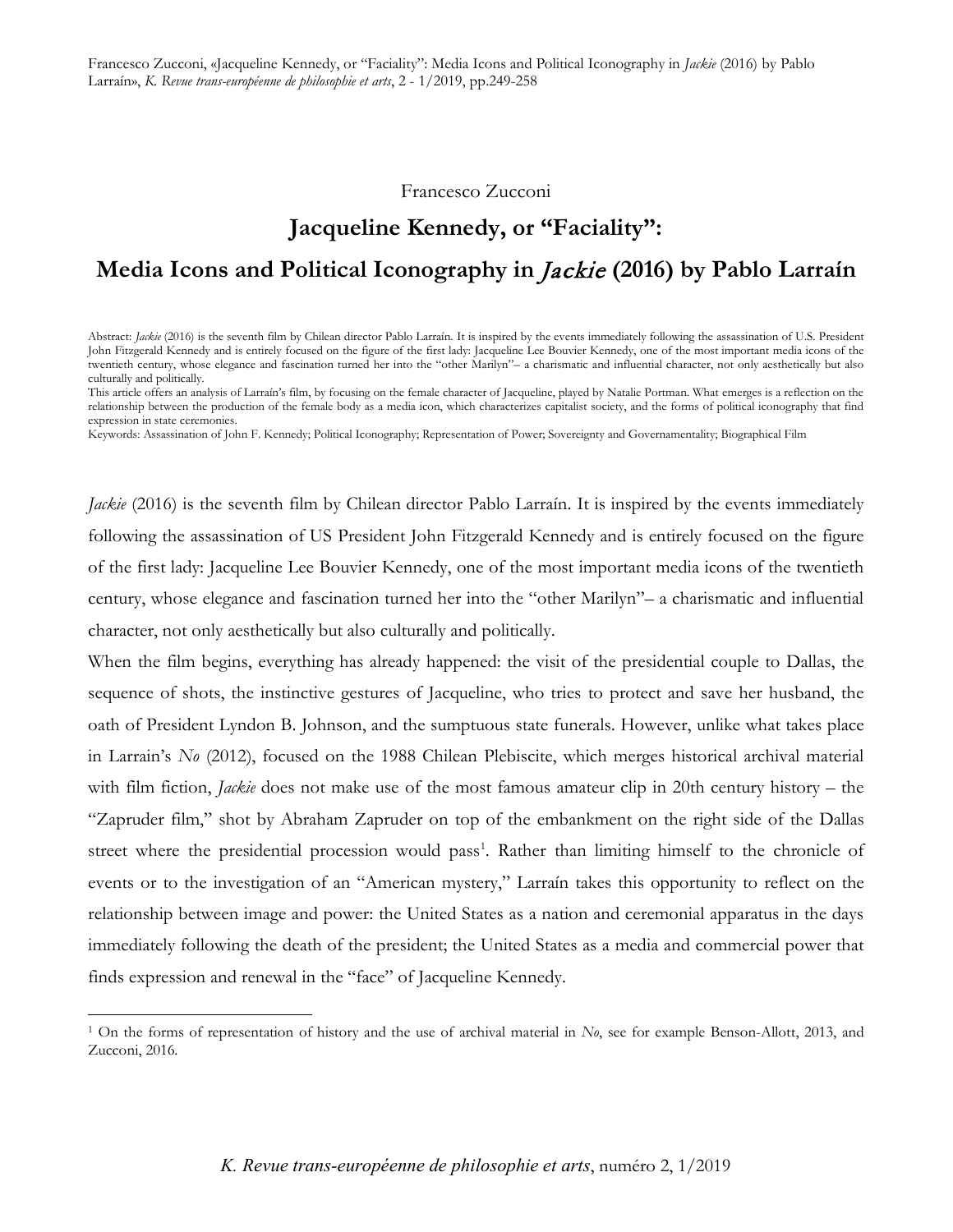Francesco Zucconi

# Jacqueline Kennedy, or "Faciality": Media Icons and Political Iconography in *Jackie* (2016) by Pablo Larraín

Abstract: *Jackie* (2016) is the seventh film by Chilean director Pablo Larraín. It is inspired by the events immediately following the assassination of U.S. President John Fitzgerald Kennedy and is entirely focused on the figure of the first lady: Jacqueline Lee Bouvier Kennedy, one of the most important media icons of the twentieth century, whose elegance and fascination turned her into the "other Marilyn"– a charismatic and influential character, not only aesthetically but also culturally and politically.

This article offers an analysis of Larraín's film, by focusing on the female character of Jacqueline, played by Natalie Portman. What emerges is a reflection on the relationship between the production of the female body as a media icon, which characterizes capitalist society, and the forms of political iconography that find expression in state ceremonies.

Keywords: Assassination of John F. Kennedy; Political Iconography; Representation of Power; Sovereignty and Governamentality; Biographical Film

*Jackie* (2016) is the seventh film by Chilean director Pablo Larraín. It is inspired by the events immediately following the assassination of US President John Fitzgerald Kennedy and is entirely focused on the figure of the first lady: Jacqueline Lee Bouvier Kennedy, one of the most important media icons of the twentieth century, whose elegance and fascination turned her into the "other Marilyn"– a charismatic and influential character, not only aesthetically but also culturally and politically.

When the film begins, everything has already happened: the visit of the presidential couple to Dallas, the sequence of shots, the instinctive gestures of Jacqueline, who tries to protect and save her husband, the oath of President Lyndon B. Johnson, and the sumptuous state funerals. However, unlike what takes place in Larrain's *No* (2012), focused on the 1988 Chilean Plebiscite, which merges historical archival material with film fiction, *Jackie* does not make use of the most famous amateur clip in 20th century history – the "Zapruder film," shot by Abraham Zapruder on top of the embankment on the right side of the Dallas street where the presidential procession would pass[1]. Rather than limiting himself to the chronicle of events or to the investigation of an "American mystery," Larraín takes this opportunity to reflect on the relationship between image and power: the United States as a nation and ceremonial apparatus in the days immediately following the death of the president; the United States as a media and commercial power that finds expression and renewal in the "face" of Jacqueline Kennedy.

[1] On the forms of representation of history and the use of archival material in *No*, see for example Benson-Allott, 2013, and Zucconi, 2016.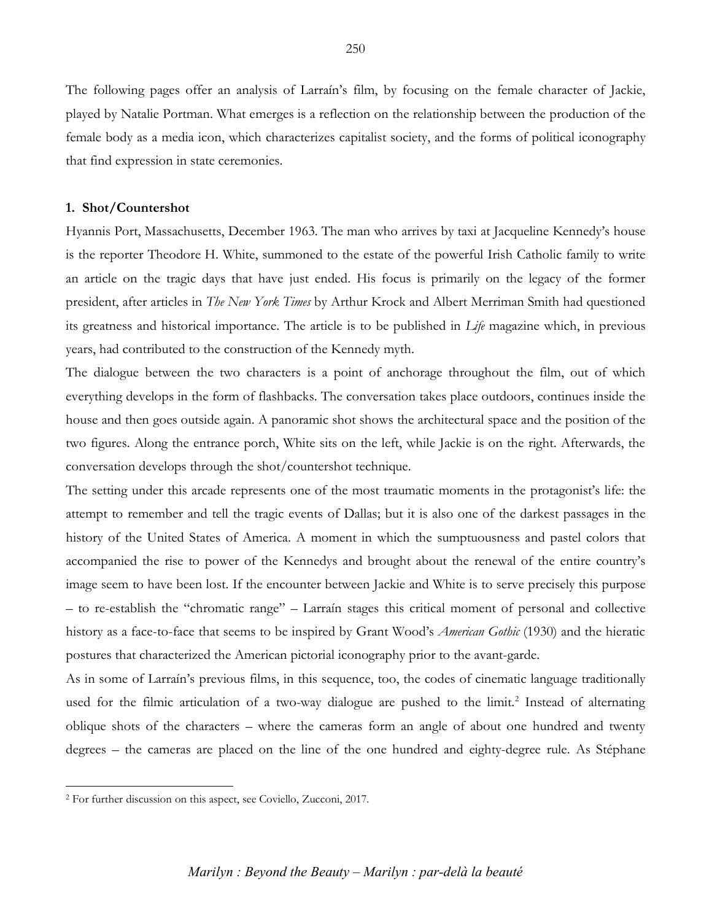The following pages offer an analysis of Larraín's film, by focusing on the female character of Jackie, played by Natalie Portman. What emerges is a reflection on the relationship between the production of the female body as a media icon, which characterizes capitalist society, and the forms of political iconography that find expression in state ceremonies.

### 1. Shot/Countershot

Hyannis Port, Massachusetts, December 1963. The man who arrives by taxi at Jacqueline Kennedy's house is the reporter Theodore H. White, summoned to the estate of the powerful Irish Catholic family to write an article on the tragic days that have just ended. His focus is primarily on the legacy of the former president, after articles in *The New York Times* by Arthur Krock and Albert Merriman Smith had questioned its greatness and historical importance. The article is to be published in *Life* magazine which, in previous years, had contributed to the construction of the Kennedy myth.

The dialogue between the two characters is a point of anchorage throughout the film, out of which everything develops in the form of flashbacks. The conversation takes place outdoors, continues inside the house and then goes outside again. A panoramic shot shows the architectural space and the position of the two figures. Along the entrance porch, White sits on the left, while Jackie is on the right. Afterwards, the conversation develops through the shot/countershot technique.

The setting under this arcade represents one of the most traumatic moments in the protagonist's life: the attempt to remember and tell the tragic events of Dallas; but it is also one of the darkest passages in the history of the United States of America. A moment in which the sumptuousness and pastel colors that accompanied the rise to power of the Kennedys and brought about the renewal of the entire country's image seem to have been lost. If the encounter between Jackie and White is to serve precisely this purpose – to re-establish the "chromatic range" – Larraín stages this critical moment of personal and collective history as a face-to-face that seems to be inspired by Grant Wood's *American Gothic* (1930) and the hieratic postures that characterized the American pictorial iconography prior to the avant-garde.

As in some of Larraín's previous films, in this sequence, too, the codes of cinematic language traditionally used for the filmic articulation of a two-way dialogue are pushed to the limit.[2] Instead of alternating oblique shots of the characters – where the cameras form an angle of about one hundred and twenty degrees – the cameras are placed on the line of the one hundred and eighty-degree rule. As Stéphane

[2] For further discussion on this aspect, see Coviello, Zucconi, 2017.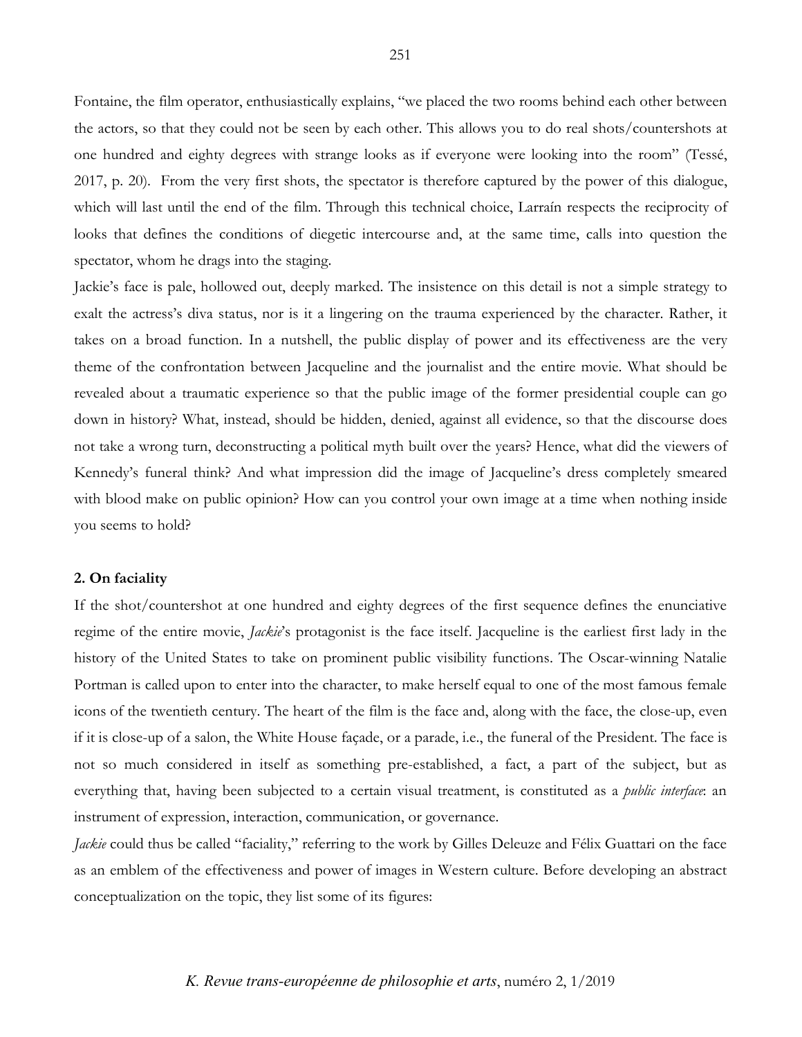Fontaine, the film operator, enthusiastically explains, "we placed the two rooms behind each other between the actors, so that they could not be seen by each other. This allows you to do real shots/countershots at one hundred and eighty degrees with strange looks as if everyone were looking into the room" (Tessé, 2017, p. 20). From the very first shots, the spectator is therefore captured by the power of this dialogue, which will last until the end of the film. Through this technical choice, Larraín respects the reciprocity of looks that defines the conditions of diegetic intercourse and, at the same time, calls into question the spectator, whom he drags into the staging.

Jackie's face is pale, hollowed out, deeply marked. The insistence on this detail is not a simple strategy to exalt the actress's diva status, nor is it a lingering on the trauma experienced by the character. Rather, it takes on a broad function. In a nutshell, the public display of power and its effectiveness are the very theme of the confrontation between Jacqueline and the journalist and the entire movie. What should be revealed about a traumatic experience so that the public image of the former presidential couple can go down in history? What, instead, should be hidden, denied, against all evidence, so that the discourse does not take a wrong turn, deconstructing a political myth built over the years? Hence, what did the viewers of Kennedy's funeral think? And what impression did the image of Jacqueline's dress completely smeared with blood make on public opinion? How can you control your own image at a time when nothing inside you seems to hold?

## 2. On faciality

If the shot/countershot at one hundred and eighty degrees of the first sequence defines the enunciative regime of the entire movie, *Jackie*'s protagonist is the face itself. Jacqueline is the earliest first lady in the history of the United States to take on prominent public visibility functions. The Oscar-winning Natalie Portman is called upon to enter into the character, to make herself equal to one of the most famous female icons of the twentieth century. The heart of the film is the face and, along with the face, the close-up, even if it is close-up of a salon, the White House façade, or a parade, i.e., the funeral of the President. The face is not so much considered in itself as something pre-established, a fact, a part of the subject, but as everything that, having been subjected to a certain visual treatment, is constituted as a *public interface*: an instrument of expression, interaction, communication, or governance.

*Jackie* could thus be called "faciality," referring to the work by Gilles Deleuze and Félix Guattari on the face as an emblem of the effectiveness and power of images in Western culture. Before developing an abstract conceptualization on the topic, they list some of its figures: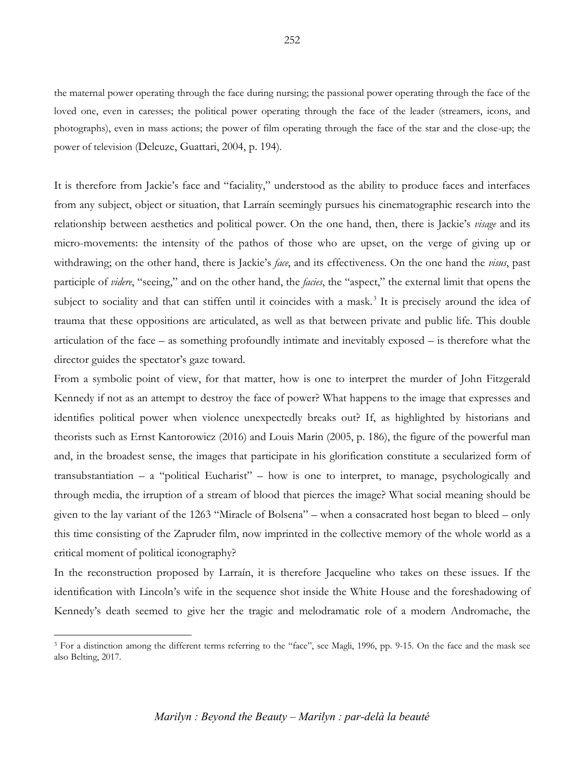the maternal power operating through the face during nursing; the passional power operating through the face of the loved one, even in caresses; the political power operating through the face of the leader (streamers, icons, and photographs), even in mass actions; the power of film operating through the face of the star and the close-up; the power of television (Deleuze, Guattari, 2004, p. 194).

It is therefore from Jackie's face and "faciality," understood as the ability to produce faces and interfaces from any subject, object or situation, that Larraín seemingly pursues his cinematographic research into the relationship between aesthetics and political power. On the one hand, then, there is Jackie's *visage* and its micro-movements: the intensity of the pathos of those who are upset, on the verge of giving up or withdrawing; on the other hand, there is Jackie's *face*, and its effectiveness. On the one hand the *visus*, past participle of *videre*, "seeing," and on the other hand, the *facies*, the "aspect," the external limit that opens the subject to sociality and that can stiffen until it coincides with a mask.[3] It is precisely around the idea of trauma that these oppositions are articulated, as well as that between private and public life. This double articulation of the face – as something profoundly intimate and inevitably exposed – is therefore what the director guides the spectator's gaze toward.

From a symbolic point of view, for that matter, how is one to interpret the murder of John Fitzgerald Kennedy if not as an attempt to destroy the face of power? What happens to the image that expresses and identifies political power when violence unexpectedly breaks out? If, as highlighted by historians and theorists such as Ernst Kantorowicz (2016) and Louis Marin (2005, p. 186), the figure of the powerful man and, in the broadest sense, the images that participate in his glorification constitute a secularized form of transubstantiation – a "political Eucharist" – how is one to interpret, to manage, psychologically and through media, the irruption of a stream of blood that pierces the image? What social meaning should be given to the lay variant of the 1263 "Miracle of Bolsena" – when a consacrated host began to bleed – only this time consisting of the Zapruder film, now imprinted in the collective memory of the whole world as a critical moment of political iconography?

In the reconstruction proposed by Larraín, it is therefore Jacqueline who takes on these issues. If the identification with Lincoln's wife in the sequence shot inside the White House and the foreshadowing of Kennedy's death seemed to give her the tragic and melodramatic role of a modern Andromache, the

---

[3] For a distinction among the different terms referring to the "face", see Magli, 1996, pp. 9-15. On the face and the mask see also Belting, 2017.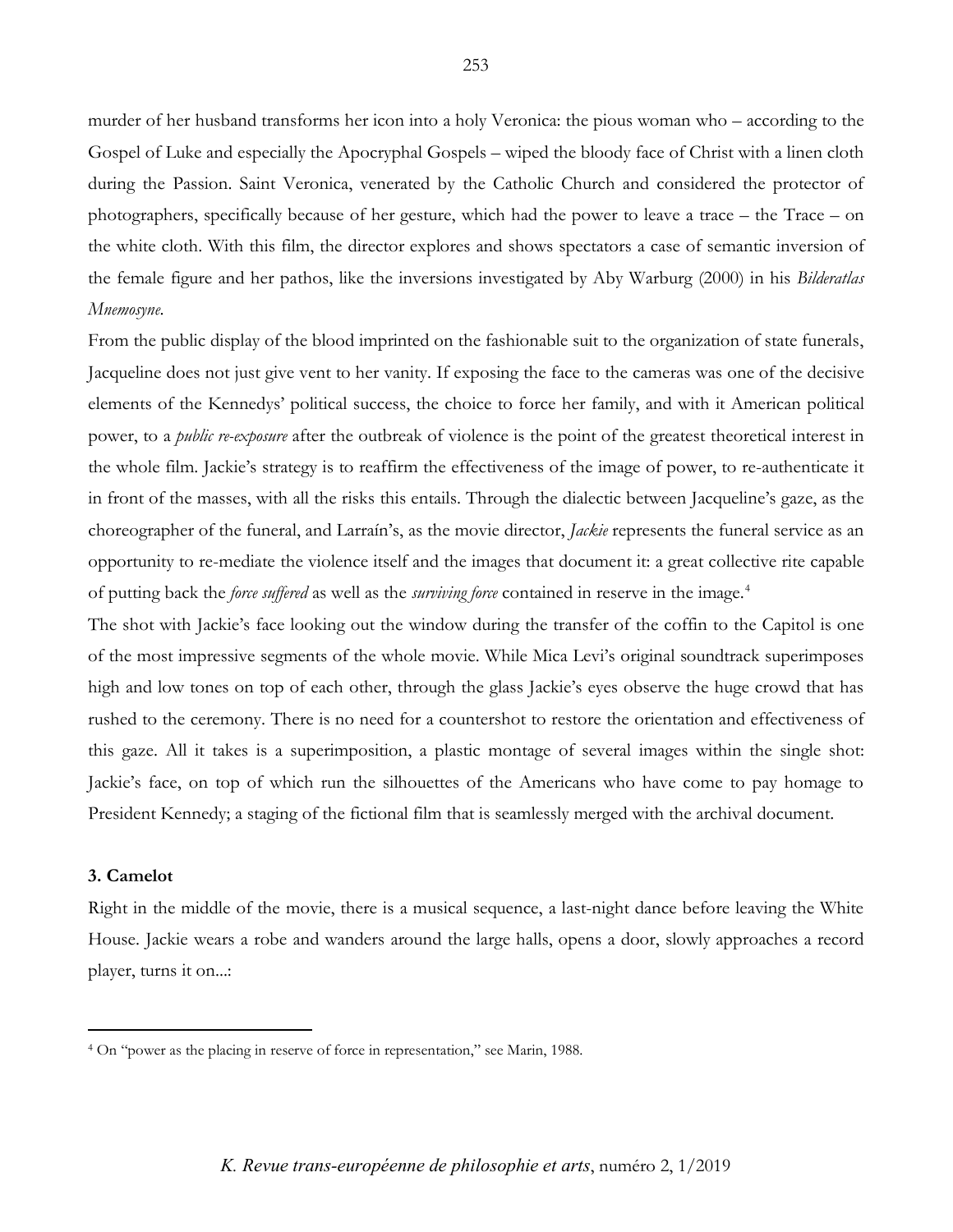murder of her husband transforms her icon into a holy Veronica: the pious woman who – according to the Gospel of Luke and especially the Apocryphal Gospels – wiped the bloody face of Christ with a linen cloth during the Passion. Saint Veronica, venerated by the Catholic Church and considered the protector of photographers, specifically because of her gesture, which had the power to leave a trace – the Trace – on the white cloth. With this film, the director explores and shows spectators a case of semantic inversion of the female figure and her pathos, like the inversions investigated by Aby Warburg (2000) in his *Bilderatlas Mnemosyne*.

From the public display of the blood imprinted on the fashionable suit to the organization of state funerals, Jacqueline does not just give vent to her vanity. If exposing the face to the cameras was one of the decisive elements of the Kennedys' political success, the choice to force her family, and with it American political power, to a *public re-exposure* after the outbreak of violence is the point of the greatest theoretical interest in the whole film. Jackie's strategy is to reaffirm the effectiveness of the image of power, to re-authenticate it in front of the masses, with all the risks this entails. Through the dialectic between Jacqueline's gaze, as the choreographer of the funeral, and Larraín's, as the movie director, *Jackie* represents the funeral service as an opportunity to re-mediate the violence itself and the images that document it: a great collective rite capable of putting back the *force suffered* as well as the *surviving force* contained in reserve in the image.[4]

The shot with Jackie's face looking out the window during the transfer of the coffin to the Capitol is one of the most impressive segments of the whole movie. While Mica Levi's original soundtrack superimposes high and low tones on top of each other, through the glass Jackie's eyes observe the huge crowd that has rushed to the ceremony. There is no need for a countershot to restore the orientation and effectiveness of this gaze. All it takes is a superimposition, a plastic montage of several images within the single shot: Jackie's face, on top of which run the silhouettes of the Americans who have come to pay homage to President Kennedy; a staging of the fictional film that is seamlessly merged with the archival document.

### 3. Camelot

Right in the middle of the movie, there is a musical sequence, a last-night dance before leaving the White House. Jackie wears a robe and wanders around the large halls, opens a door, slowly approaches a record player, turns it on...:

---

[4] On "power as the placing in reserve of force in representation," see Marin, 1988.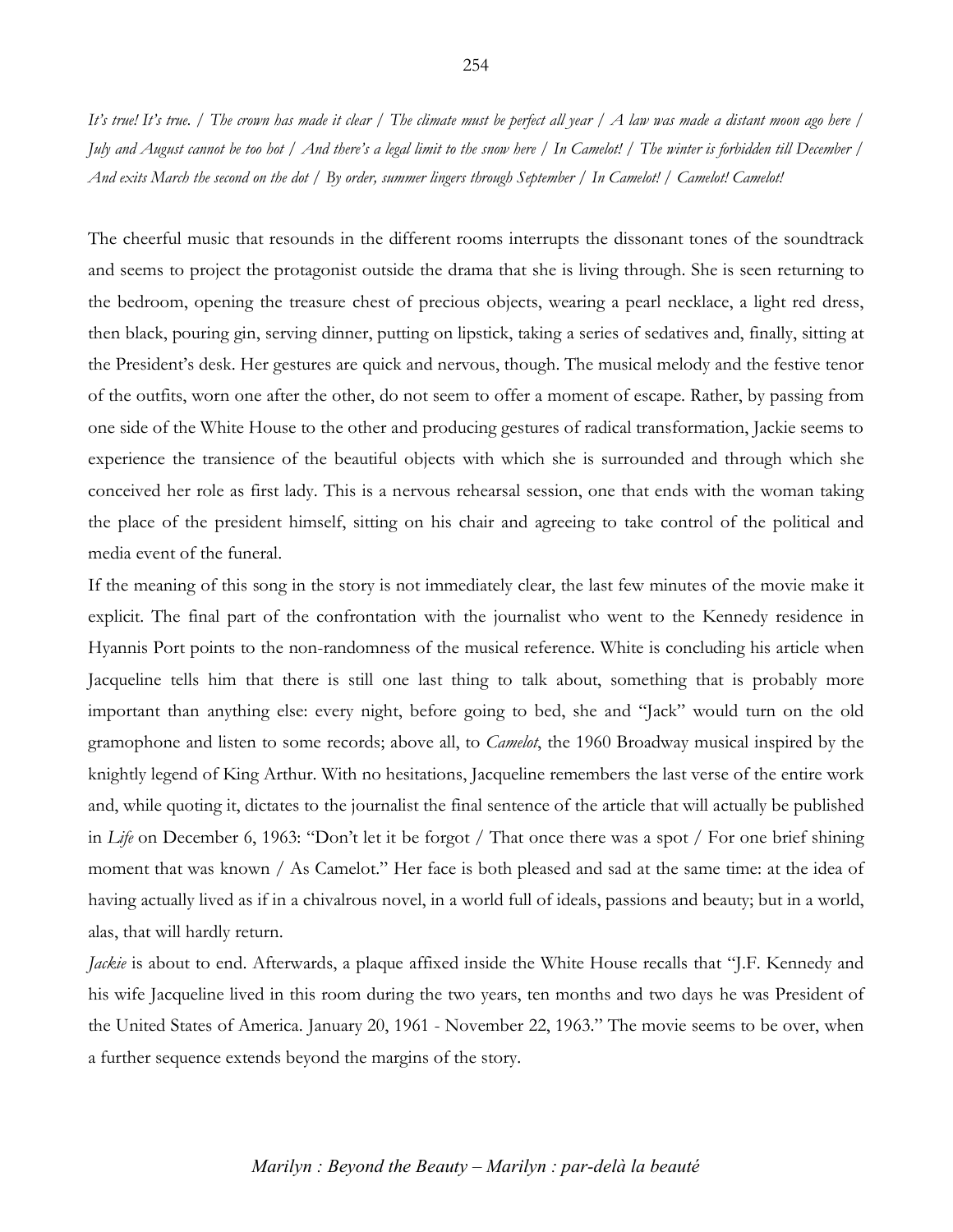*It's true! It's true. / The crown has made it clear / The climate must be perfect all year / A law was made a distant moon ago here / July and August cannot be too hot / And there's a legal limit to the snow here / In Camelot! / The winter is forbidden till December / And exits March the second on the dot / By order, summer lingers through September / In Camelot! / Camelot! Camelot!*

The cheerful music that resounds in the different rooms interrupts the dissonant tones of the soundtrack and seems to project the protagonist outside the drama that she is living through. She is seen returning to the bedroom, opening the treasure chest of precious objects, wearing a pearl necklace, a light red dress, then black, pouring gin, serving dinner, putting on lipstick, taking a series of sedatives and, finally, sitting at the President's desk. Her gestures are quick and nervous, though. The musical melody and the festive tenor of the outfits, worn one after the other, do not seem to offer a moment of escape. Rather, by passing from one side of the White House to the other and producing gestures of radical transformation, Jackie seems to experience the transience of the beautiful objects with which she is surrounded and through which she conceived her role as first lady. This is a nervous rehearsal session, one that ends with the woman taking the place of the president himself, sitting on his chair and agreeing to take control of the political and media event of the funeral.

If the meaning of this song in the story is not immediately clear, the last few minutes of the movie make it explicit. The final part of the confrontation with the journalist who went to the Kennedy residence in Hyannis Port points to the non-randomness of the musical reference. White is concluding his article when Jacqueline tells him that there is still one last thing to talk about, something that is probably more important than anything else: every night, before going to bed, she and "Jack" would turn on the old gramophone and listen to some records; above all, to *Camelot*, the 1960 Broadway musical inspired by the knightly legend of King Arthur. With no hesitations, Jacqueline remembers the last verse of the entire work and, while quoting it, dictates to the journalist the final sentence of the article that will actually be published in *Life* on December 6, 1963: "Don't let it be forgot / That once there was a spot / For one brief shining moment that was known / As Camelot." Her face is both pleased and sad at the same time: at the idea of having actually lived as if in a chivalrous novel, in a world full of ideals, passions and beauty; but in a world, alas, that will hardly return.

*Jackie* is about to end. Afterwards, a plaque affixed inside the White House recalls that "J.F. Kennedy and his wife Jacqueline lived in this room during the two years, ten months and two days he was President of the United States of America. January 20, 1961 - November 22, 1963." The movie seems to be over, when a further sequence extends beyond the margins of the story.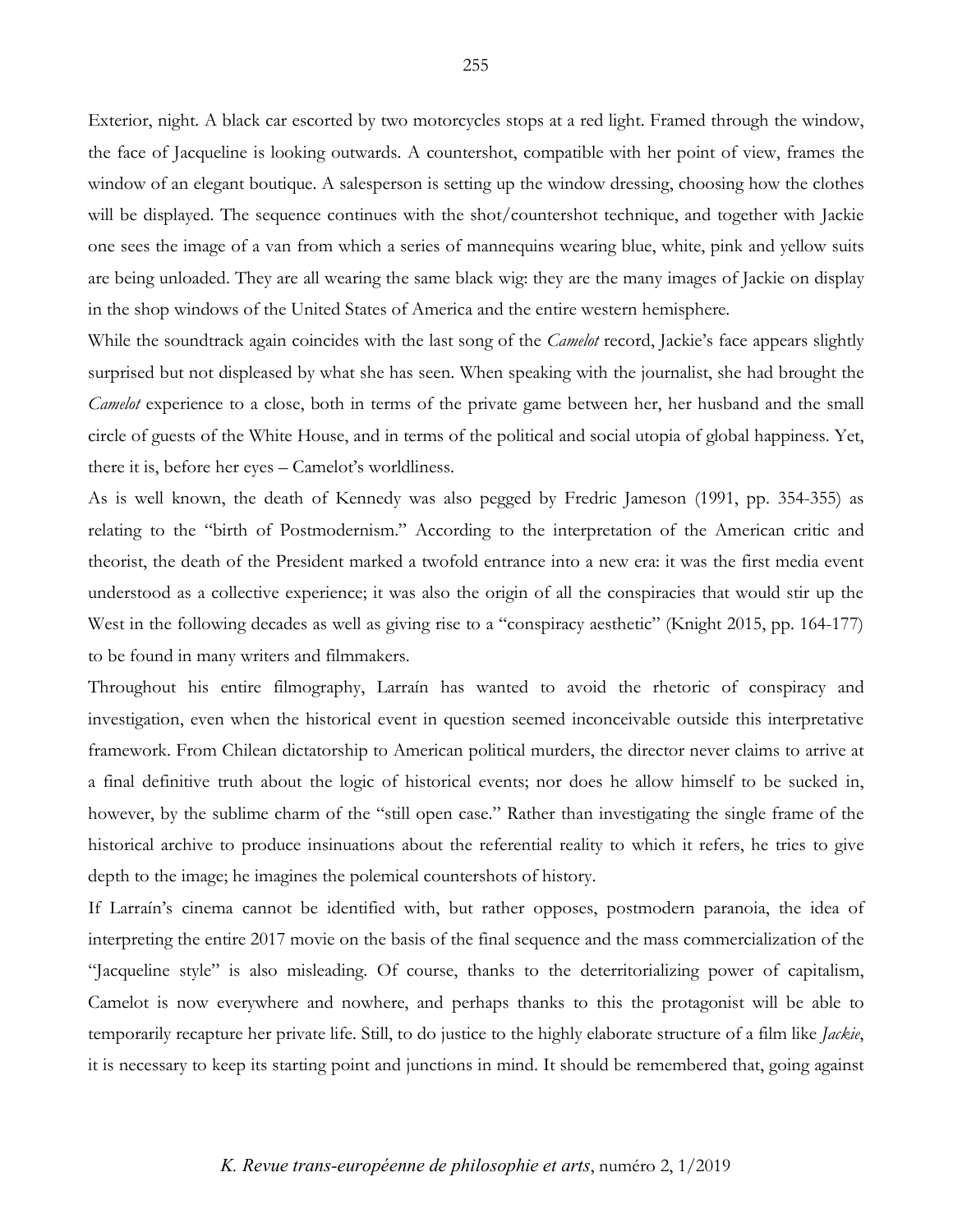Exterior, night. A black car escorted by two motorcycles stops at a red light. Framed through the window, the face of Jacqueline is looking outwards. A countershot, compatible with her point of view, frames the window of an elegant boutique. A salesperson is setting up the window dressing, choosing how the clothes will be displayed. The sequence continues with the shot/countershot technique, and together with Jackie one sees the image of a van from which a series of mannequins wearing blue, white, pink and yellow suits are being unloaded. They are all wearing the same black wig: they are the many images of Jackie on display in the shop windows of the United States of America and the entire western hemisphere.

While the soundtrack again coincides with the last song of the *Camelot* record, Jackie's face appears slightly surprised but not displeased by what she has seen. When speaking with the journalist, she had brought the *Camelot* experience to a close, both in terms of the private game between her, her husband and the small circle of guests of the White House, and in terms of the political and social utopia of global happiness. Yet, there it is, before her eyes – Camelot's worldliness.

As is well known, the death of Kennedy was also pegged by Fredric Jameson (1991, pp. 354-355) as relating to the "birth of Postmodernism." According to the interpretation of the American critic and theorist, the death of the President marked a twofold entrance into a new era: it was the first media event understood as a collective experience; it was also the origin of all the conspiracies that would stir up the West in the following decades as well as giving rise to a "conspiracy aesthetic" (Knight 2015, pp. 164-177) to be found in many writers and filmmakers.

Throughout his entire filmography, Larraín has wanted to avoid the rhetoric of conspiracy and investigation, even when the historical event in question seemed inconceivable outside this interpretative framework. From Chilean dictatorship to American political murders, the director never claims to arrive at a final definitive truth about the logic of historical events; nor does he allow himself to be sucked in, however, by the sublime charm of the "still open case." Rather than investigating the single frame of the historical archive to produce insinuations about the referential reality to which it refers, he tries to give depth to the image; he imagines the polemical countershots of history.

If Larraín's cinema cannot be identified with, but rather opposes, postmodern paranoia, the idea of interpreting the entire 2017 movie on the basis of the final sequence and the mass commercialization of the "Jacqueline style" is also misleading. Of course, thanks to the deterritorializing power of capitalism, Camelot is now everywhere and nowhere, and perhaps thanks to this the protagonist will be able to temporarily recapture her private life. Still, to do justice to the highly elaborate structure of a film like *Jackie*, it is necessary to keep its starting point and junctions in mind. It should be remembered that, going against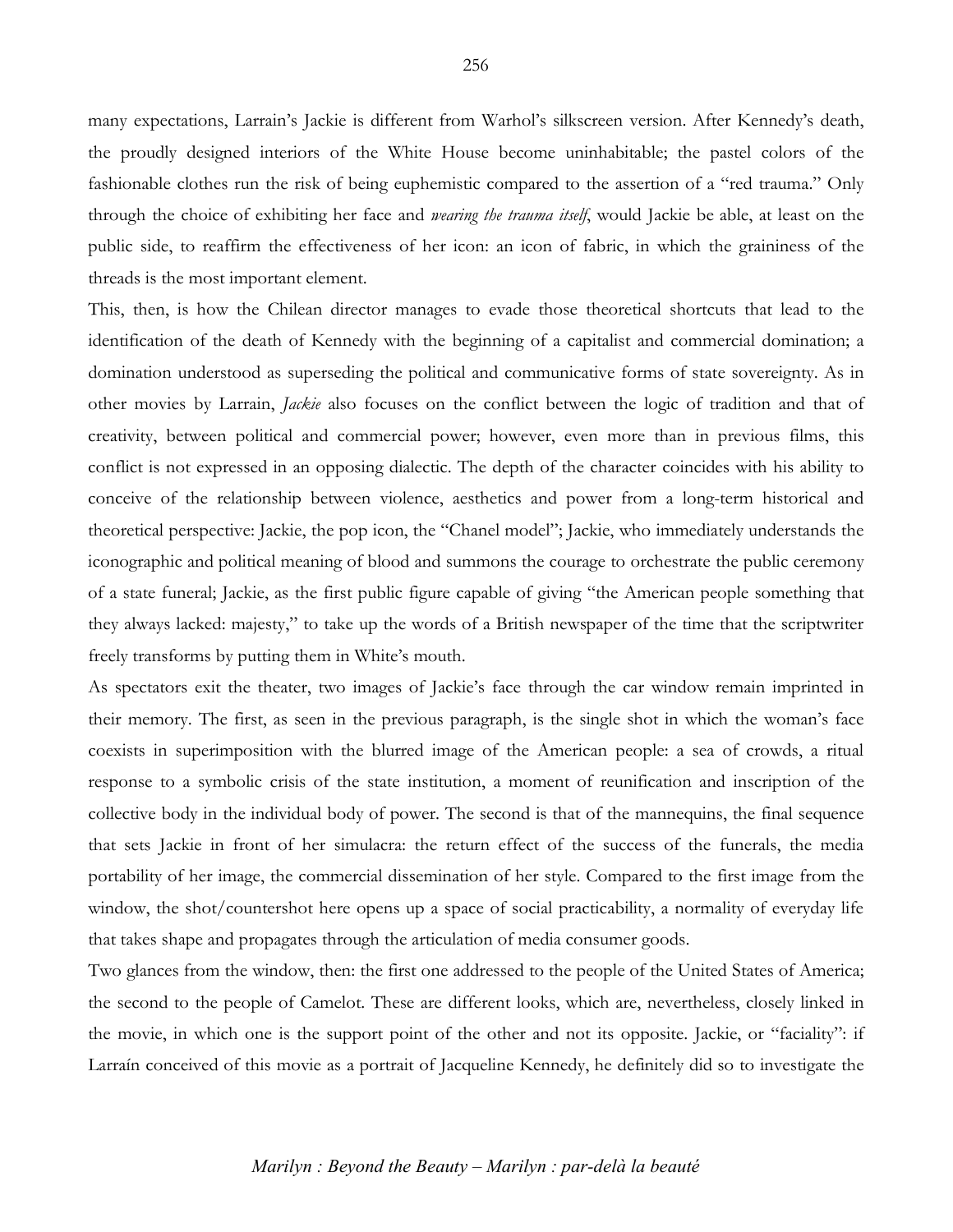many expectations, Larrain's Jackie is different from Warhol's silkscreen version. After Kennedy's death, the proudly designed interiors of the White House become uninhabitable; the pastel colors of the fashionable clothes run the risk of being euphemistic compared to the assertion of a "red trauma." Only through the choice of exhibiting her face and *wearing the trauma itself*, would Jackie be able, at least on the public side, to reaffirm the effectiveness of her icon: an icon of fabric, in which the graininess of the threads is the most important element.

This, then, is how the Chilean director manages to evade those theoretical shortcuts that lead to the identification of the death of Kennedy with the beginning of a capitalist and commercial domination; a domination understood as superseding the political and communicative forms of state sovereignty. As in other movies by Larrain, *Jackie* also focuses on the conflict between the logic of tradition and that of creativity, between political and commercial power; however, even more than in previous films, this conflict is not expressed in an opposing dialectic. The depth of the character coincides with his ability to conceive of the relationship between violence, aesthetics and power from a long-term historical and theoretical perspective: Jackie, the pop icon, the "Chanel model"; Jackie, who immediately understands the iconographic and political meaning of blood and summons the courage to orchestrate the public ceremony of a state funeral; Jackie, as the first public figure capable of giving "the American people something that they always lacked: majesty," to take up the words of a British newspaper of the time that the scriptwriter freely transforms by putting them in White's mouth.

As spectators exit the theater, two images of Jackie's face through the car window remain imprinted in their memory. The first, as seen in the previous paragraph, is the single shot in which the woman's face coexists in superimposition with the blurred image of the American people: a sea of crowds, a ritual response to a symbolic crisis of the state institution, a moment of reunification and inscription of the collective body in the individual body of power. The second is that of the mannequins, the final sequence that sets Jackie in front of her simulacra: the return effect of the success of the funerals, the media portability of her image, the commercial dissemination of her style. Compared to the first image from the window, the shot/countershot here opens up a space of social practicability, a normality of everyday life that takes shape and propagates through the articulation of media consumer goods.

Two glances from the window, then: the first one addressed to the people of the United States of America; the second to the people of Camelot. These are different looks, which are, nevertheless, closely linked in the movie, in which one is the support point of the other and not its opposite. Jackie, or "faciality": if Larraín conceived of this movie as a portrait of Jacqueline Kennedy, he definitely did so to investigate the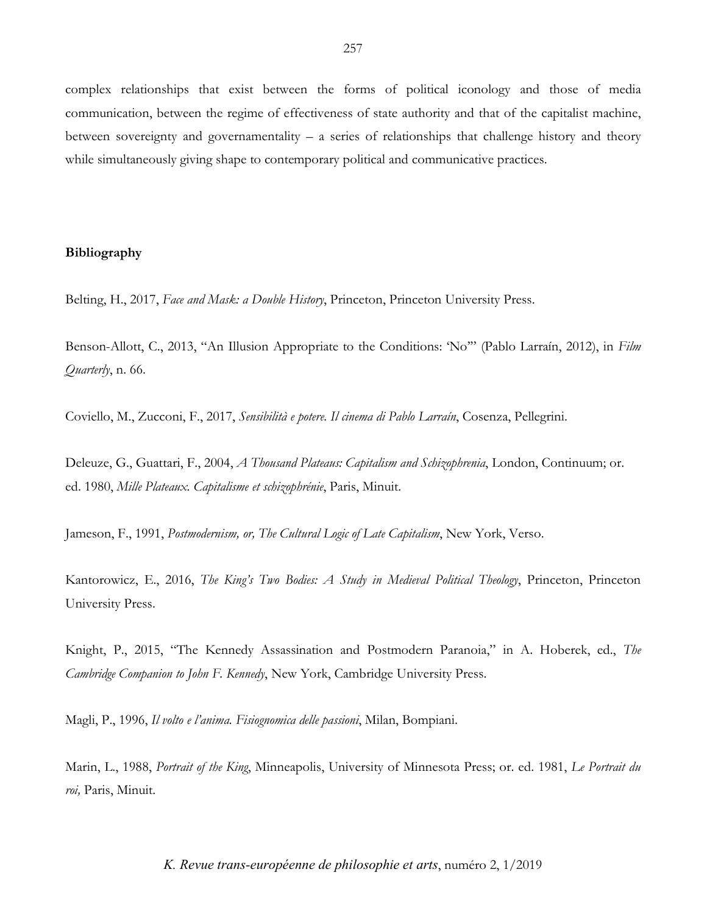complex relationships that exist between the forms of political iconology and those of media communication, between the regime of effectiveness of state authority and that of the capitalist machine, between sovereignty and governamentality – a series of relationships that challenge history and theory while simultaneously giving shape to contemporary political and communicative practices.

## Bibliography

Belting, H., 2017, *Face and Mask: a Double History*, Princeton, Princeton University Press.

Benson-Allott, C., 2013, "An Illusion Appropriate to the Conditions: 'No'" (Pablo Larraín, 2012), in *Film Quarterly*, n. 66.

Coviello, M., Zucconi, F., 2017, *Sensibilità e potere. Il cinema di Pablo Larraín*, Cosenza, Pellegrini.

Deleuze, G., Guattari, F., 2004, *A Thousand Plateaus: Capitalism and Schizophrenia*, London, Continuum; or. ed. 1980, *Mille Plateaux. Capitalisme et schizophrénie*, Paris, Minuit.

Jameson, F., 1991, *Postmodernism, or, The Cultural Logic of Late Capitalism*, New York, Verso.

Kantorowicz, E., 2016, *The King's Two Bodies: A Study in Medieval Political Theology*, Princeton, Princeton University Press.

Knight, P., 2015, "The Kennedy Assassination and Postmodern Paranoia," in A. Hoberek, ed., *The Cambridge Companion to John F. Kennedy*, New York, Cambridge University Press.

Magli, P., 1996, *Il volto e l'anima. Fisiognomica delle passioni*, Milan, Bompiani.

Marin, L., 1988, *Portrait of the King*, Minneapolis, University of Minnesota Press; or. ed. 1981, *Le Portrait du roi,* Paris, Minuit.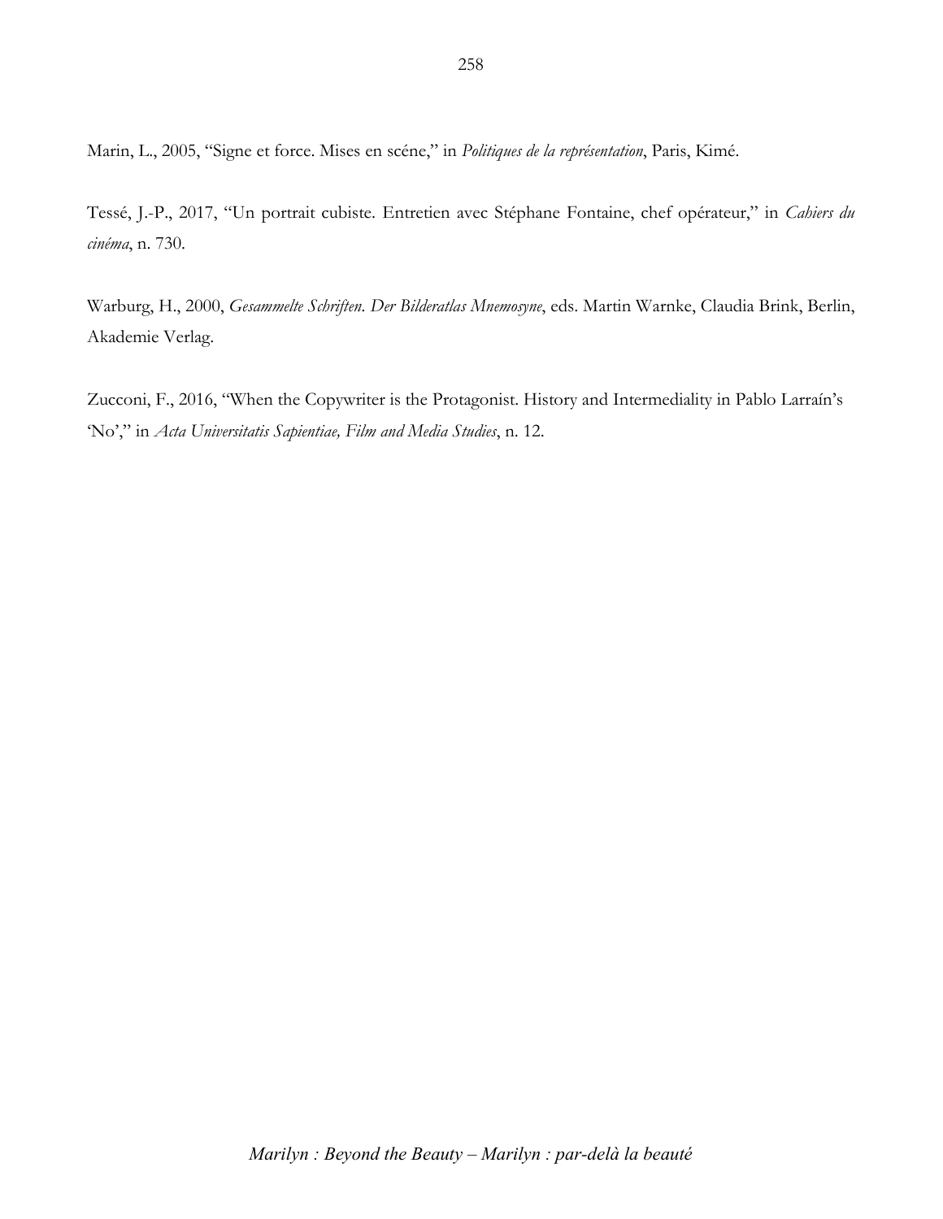Marin, L., 2005, "Signe et force. Mises en scéne," in *Politiques de la représentation*, Paris, Kimé.

Tessé, J.-P., 2017, "Un portrait cubiste. Entretien avec Stéphane Fontaine, chef opérateur," in *Cahiers du cinéma*, n. 730.

Warburg, H., 2000, *Gesammelte Schriften. Der Bilderatlas Mnemosyne*, eds. Martin Warnke, Claudia Brink, Berlin, Akademie Verlag.

Zucconi, F., 2016, "When the Copywriter is the Protagonist. History and Intermediality in Pablo Larraín's 'No'," in *Acta Universitatis Sapientiae, Film and Media Studies*, n. 12.